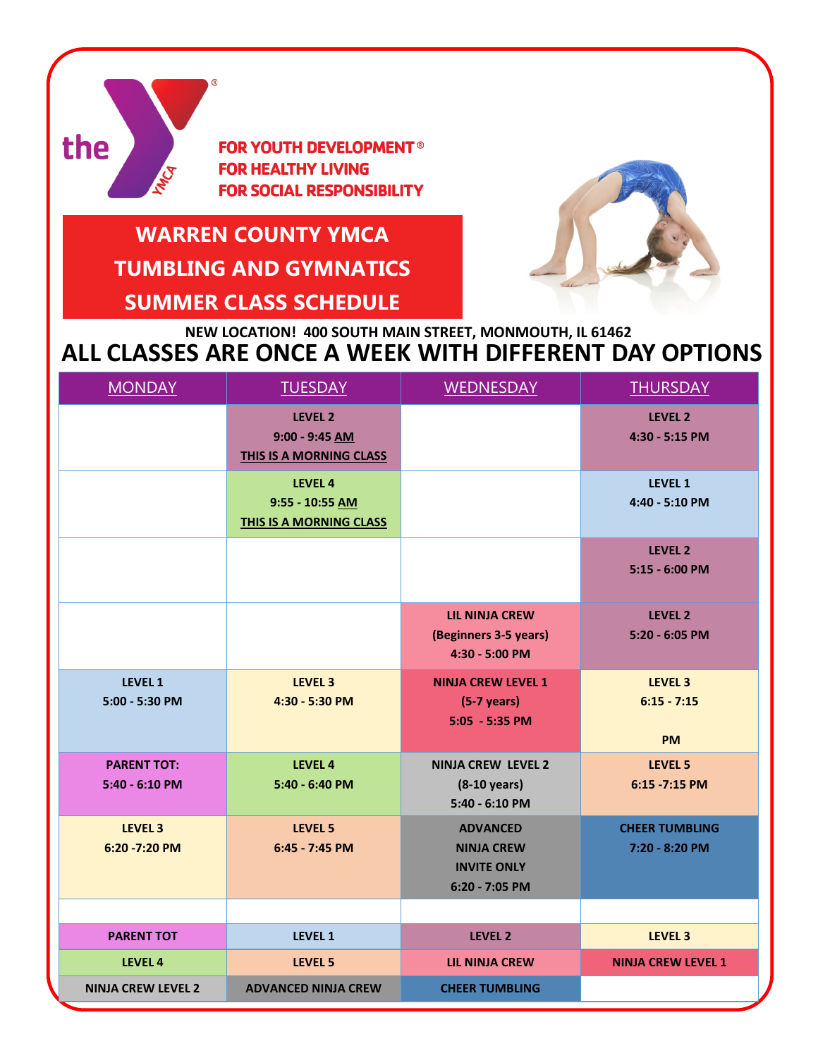FOR YOUTH DEVELOPMENT®
FOR HEALTHY LIVING
FOR SOCIAL RESPONSIBILITY

# WARREN COUNTY YMCA TUMBLING AND GYMNATICS SUMMER CLASS SCHEDULE

**NEW LOCATION! 400 SOUTH MAIN STREET, MONMOUTH, IL 61462**

## ALL CLASSES ARE ONCE A WEEK WITH DIFFERENT DAY OPTIONS

| MONDAY | TUESDAY | WEDNESDAY | THURSDAY |
|---|---|---|---|
| | LEVEL 2 9:00 - 9:45 AM THIS IS A MORNING CLASS | | LEVEL 2 4:30 - 5:15 PM |
| | LEVEL 4 9:55 - 10:55 AM THIS IS A MORNING CLASS | | LEVEL 1 4:40 - 5:10 PM |
| | | | LEVEL 2 5:15 - 6:00 PM |
| | | LIL NINJA CREW (Beginners 3-5 years) 4:30 - 5:00 PM | LEVEL 2 5:20 - 6:05 PM |
| LEVEL 1 5:00 - 5:30 PM | LEVEL 3 4:30 - 5:30 PM | NINJA CREW LEVEL 1 (5-7 years) 5:05 - 5:35 PM | LEVEL 3 6:15 - 7:15 PM |
| PARENT TOT: 5:40 - 6:10 PM | LEVEL 4 5:40 - 6:40 PM | NINJA CREW LEVEL 2 (8-10 years) 5:40 - 6:10 PM | LEVEL 5 6:15 -7:15 PM |
| LEVEL 3 6:20 -7:20 PM | LEVEL 5 6:45 - 7:45 PM | ADVANCED NINJA CREW INVITE ONLY 6:20 - 7:05 PM | CHEER TUMBLING 7:20 - 8:20 PM |
| | | | |
| PARENT TOT | LEVEL 1 | LEVEL 2 | LEVEL 3 |
| LEVEL 4 | LEVEL 5 | LIL NINJA CREW | NINJA CREW LEVEL 1 |
| NINJA CREW LEVEL 2 | ADVANCED NINJA CREW | CHEER TUMBLING | |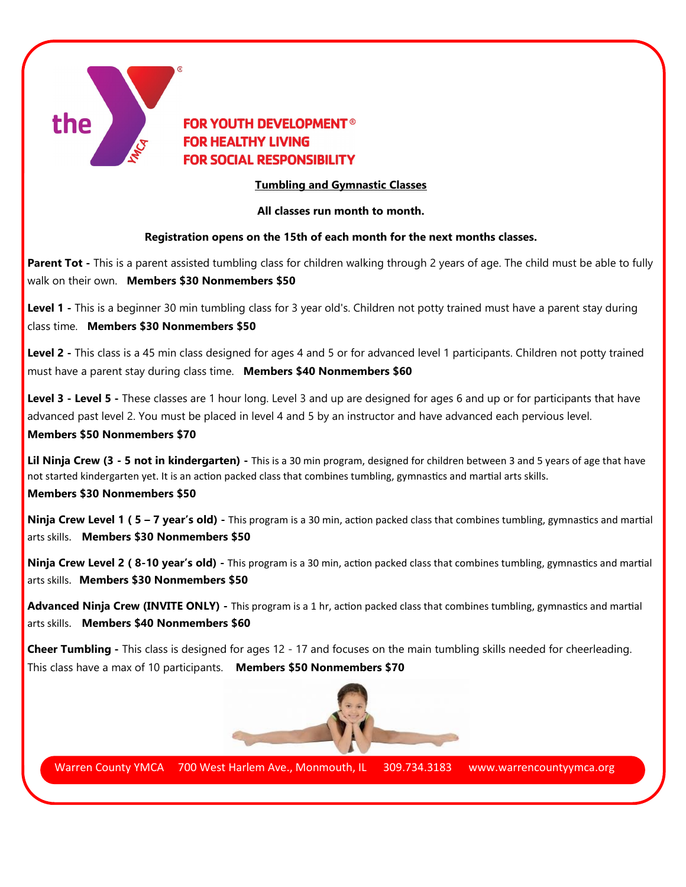the YMCA

**FOR YOUTH DEVELOPMENT®**
**FOR HEALTHY LIVING**
**FOR SOCIAL RESPONSIBILITY**

## Tumbling and Gymnastic Classes

**All classes run month to month.**

**Registration opens on the 15th of each month for the next months classes.**

**Parent Tot -** This is a parent assisted tumbling class for children walking through 2 years of age. The child must be able to fully walk on their own. **Members $30 Nonmembers $50**

**Level 1 -** This is a beginner 30 min tumbling class for 3 year old's. Children not potty trained must have a parent stay during class time. **Members $30 Nonmembers $50**

**Level 2 -** This class is a 45 min class designed for ages 4 and 5 or for advanced level 1 participants. Children not potty trained must have a parent stay during class time. **Members $40 Nonmembers $60**

**Level 3 - Level 5 -** These classes are 1 hour long. Level 3 and up are designed for ages 6 and up or for participants that have advanced past level 2. You must be placed in level 4 and 5 by an instructor and have advanced each pervious level.
**Members $50 Nonmembers $70**

**Lil Ninja Crew (3 - 5 not in kindergarten) -** This is a 30 min program, designed for children between 3 and 5 years of age that have not started kindergarten yet. It is an action packed class that combines tumbling, gymnastics and martial arts skills.
**Members $30 Nonmembers $50**

**Ninja Crew Level 1 ( 5 – 7 year's old) -** This program is a 30 min, action packed class that combines tumbling, gymnastics and martial arts skills. **Members $30 Nonmembers $50**

**Ninja Crew Level 2 ( 8-10 year's old) -** This program is a 30 min, action packed class that combines tumbling, gymnastics and martial arts skills. **Members $30 Nonmembers $50**

**Advanced Ninja Crew (INVITE ONLY) -** This program is a 1 hr, action packed class that combines tumbling, gymnastics and martial arts skills. **Members $40 Nonmembers $60**

**Cheer Tumbling -** This class is designed for ages 12 - 17 and focuses on the main tumbling skills needed for cheerleading. This class have a max of 10 participants. **Members $50 Nonmembers $70**

Warren County YMCA 700 West Harlem Ave., Monmouth, IL 309.734.3183 www.warrencountyymca.org